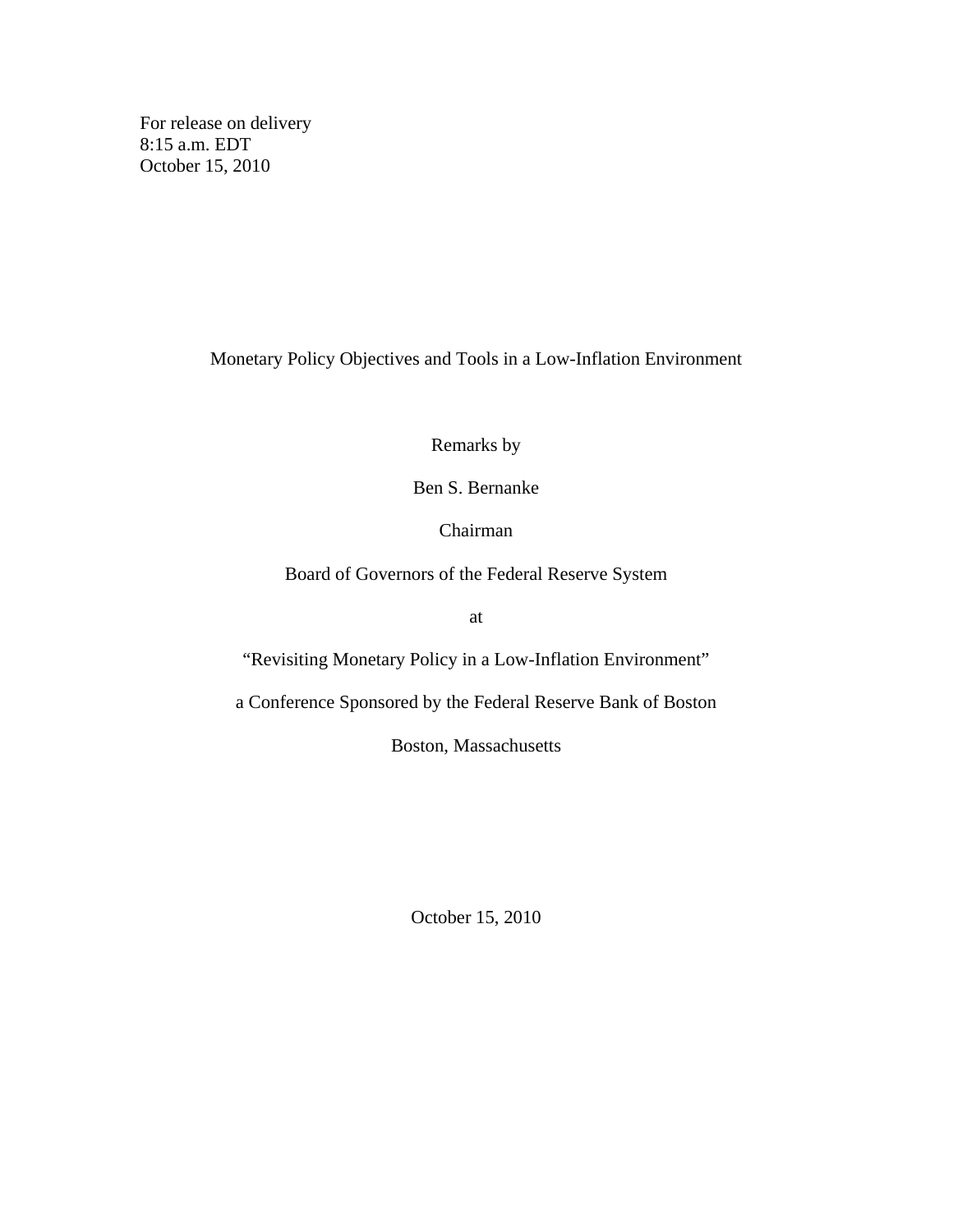For release on delivery
8:15 a.m. EDT
October 15, 2010

# Monetary Policy Objectives and Tools in a Low-Inflation Environment

Remarks by

Ben S. Bernanke

Chairman

Board of Governors of the Federal Reserve System

at

"Revisiting Monetary Policy in a Low-Inflation Environment"

a Conference Sponsored by the Federal Reserve Bank of Boston

Boston, Massachusetts

October 15, 2010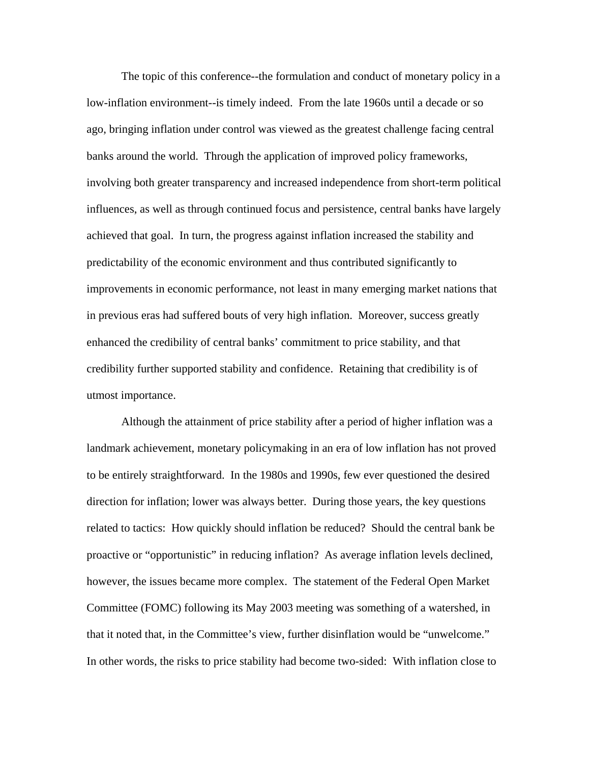The topic of this conference--the formulation and conduct of monetary policy in a low-inflation environment--is timely indeed. From the late 1960s until a decade or so ago, bringing inflation under control was viewed as the greatest challenge facing central banks around the world. Through the application of improved policy frameworks, involving both greater transparency and increased independence from short-term political influences, as well as through continued focus and persistence, central banks have largely achieved that goal. In turn, the progress against inflation increased the stability and predictability of the economic environment and thus contributed significantly to improvements in economic performance, not least in many emerging market nations that in previous eras had suffered bouts of very high inflation. Moreover, success greatly enhanced the credibility of central banks' commitment to price stability, and that credibility further supported stability and confidence. Retaining that credibility is of utmost importance.

Although the attainment of price stability after a period of higher inflation was a landmark achievement, monetary policymaking in an era of low inflation has not proved to be entirely straightforward. In the 1980s and 1990s, few ever questioned the desired direction for inflation; lower was always better. During those years, the key questions related to tactics: How quickly should inflation be reduced? Should the central bank be proactive or "opportunistic" in reducing inflation? As average inflation levels declined, however, the issues became more complex. The statement of the Federal Open Market Committee (FOMC) following its May 2003 meeting was something of a watershed, in that it noted that, in the Committee's view, further disinflation would be "unwelcome." In other words, the risks to price stability had become two-sided: With inflation close to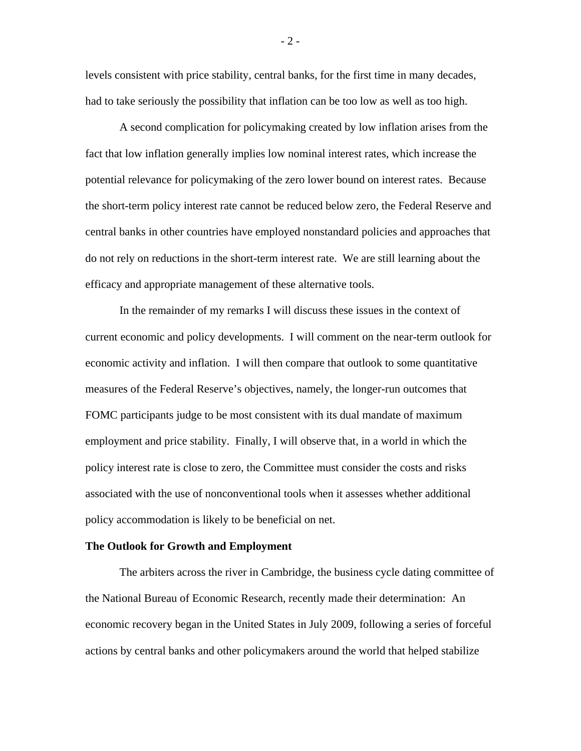levels consistent with price stability, central banks, for the first time in many decades, had to take seriously the possibility that inflation can be too low as well as too high.

A second complication for policymaking created by low inflation arises from the fact that low inflation generally implies low nominal interest rates, which increase the potential relevance for policymaking of the zero lower bound on interest rates. Because the short-term policy interest rate cannot be reduced below zero, the Federal Reserve and central banks in other countries have employed nonstandard policies and approaches that do not rely on reductions in the short-term interest rate. We are still learning about the efficacy and appropriate management of these alternative tools.

In the remainder of my remarks I will discuss these issues in the context of current economic and policy developments. I will comment on the near-term outlook for economic activity and inflation. I will then compare that outlook to some quantitative measures of the Federal Reserve's objectives, namely, the longer-run outcomes that FOMC participants judge to be most consistent with its dual mandate of maximum employment and price stability. Finally, I will observe that, in a world in which the policy interest rate is close to zero, the Committee must consider the costs and risks associated with the use of nonconventional tools when it assesses whether additional policy accommodation is likely to be beneficial on net.

**The Outlook for Growth and Employment**

The arbiters across the river in Cambridge, the business cycle dating committee of the National Bureau of Economic Research, recently made their determination: An economic recovery began in the United States in July 2009, following a series of forceful actions by central banks and other policymakers around the world that helped stabilize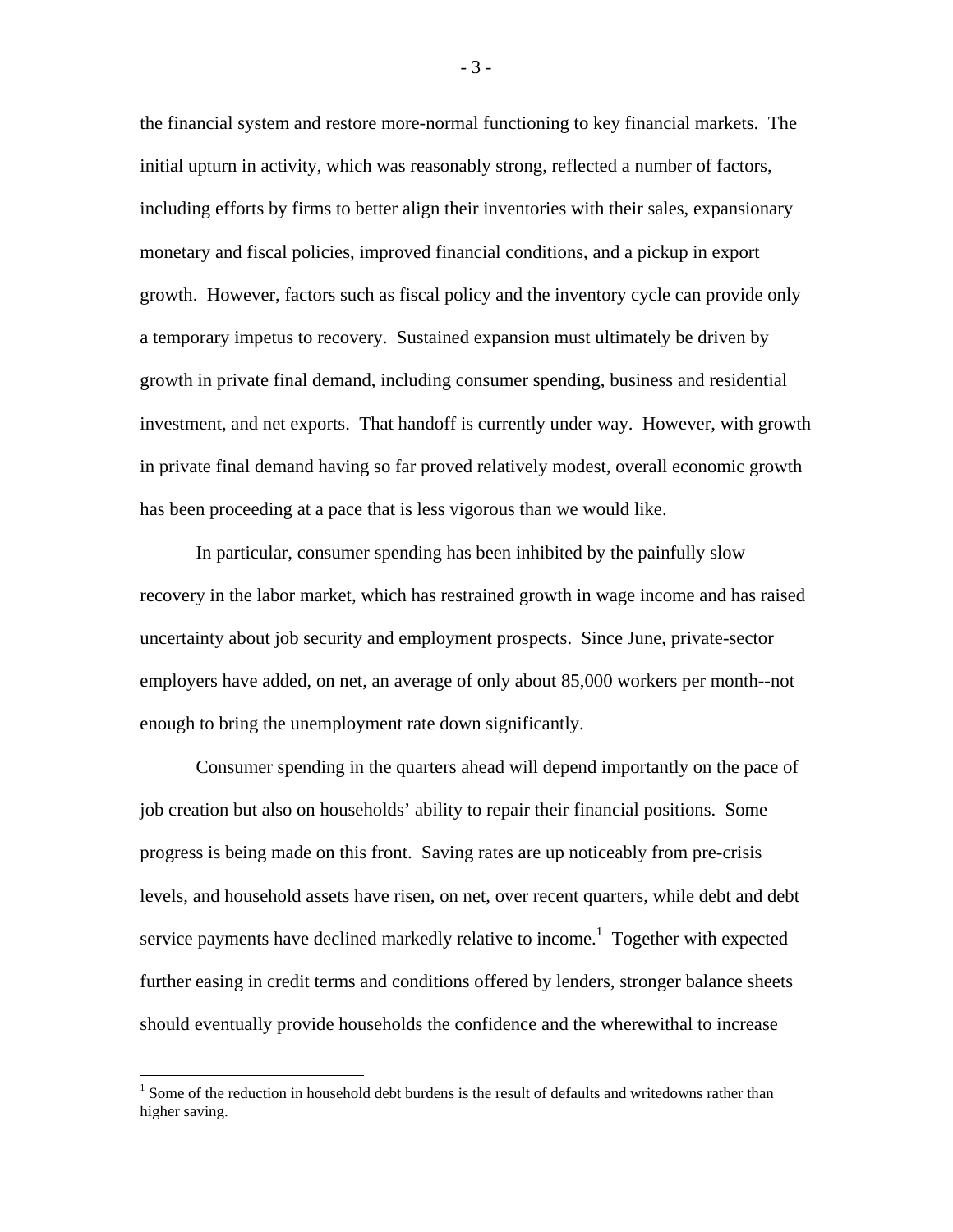the financial system and restore more-normal functioning to key financial markets. The initial upturn in activity, which was reasonably strong, reflected a number of factors, including efforts by firms to better align their inventories with their sales, expansionary monetary and fiscal policies, improved financial conditions, and a pickup in export growth. However, factors such as fiscal policy and the inventory cycle can provide only a temporary impetus to recovery. Sustained expansion must ultimately be driven by growth in private final demand, including consumer spending, business and residential investment, and net exports. That handoff is currently under way. However, with growth in private final demand having so far proved relatively modest, overall economic growth has been proceeding at a pace that is less vigorous than we would like.

In particular, consumer spending has been inhibited by the painfully slow recovery in the labor market, which has restrained growth in wage income and has raised uncertainty about job security and employment prospects. Since June, private-sector employers have added, on net, an average of only about 85,000 workers per month--not enough to bring the unemployment rate down significantly.

Consumer spending in the quarters ahead will depend importantly on the pace of job creation but also on households' ability to repair their financial positions. Some progress is being made on this front. Saving rates are up noticeably from pre-crisis levels, and household assets have risen, on net, over recent quarters, while debt and debt service payments have declined markedly relative to income.[1] Together with expected further easing in credit terms and conditions offered by lenders, stronger balance sheets should eventually provide households the confidence and the wherewithal to increase

[1] Some of the reduction in household debt burdens is the result of defaults and writedowns rather than higher saving.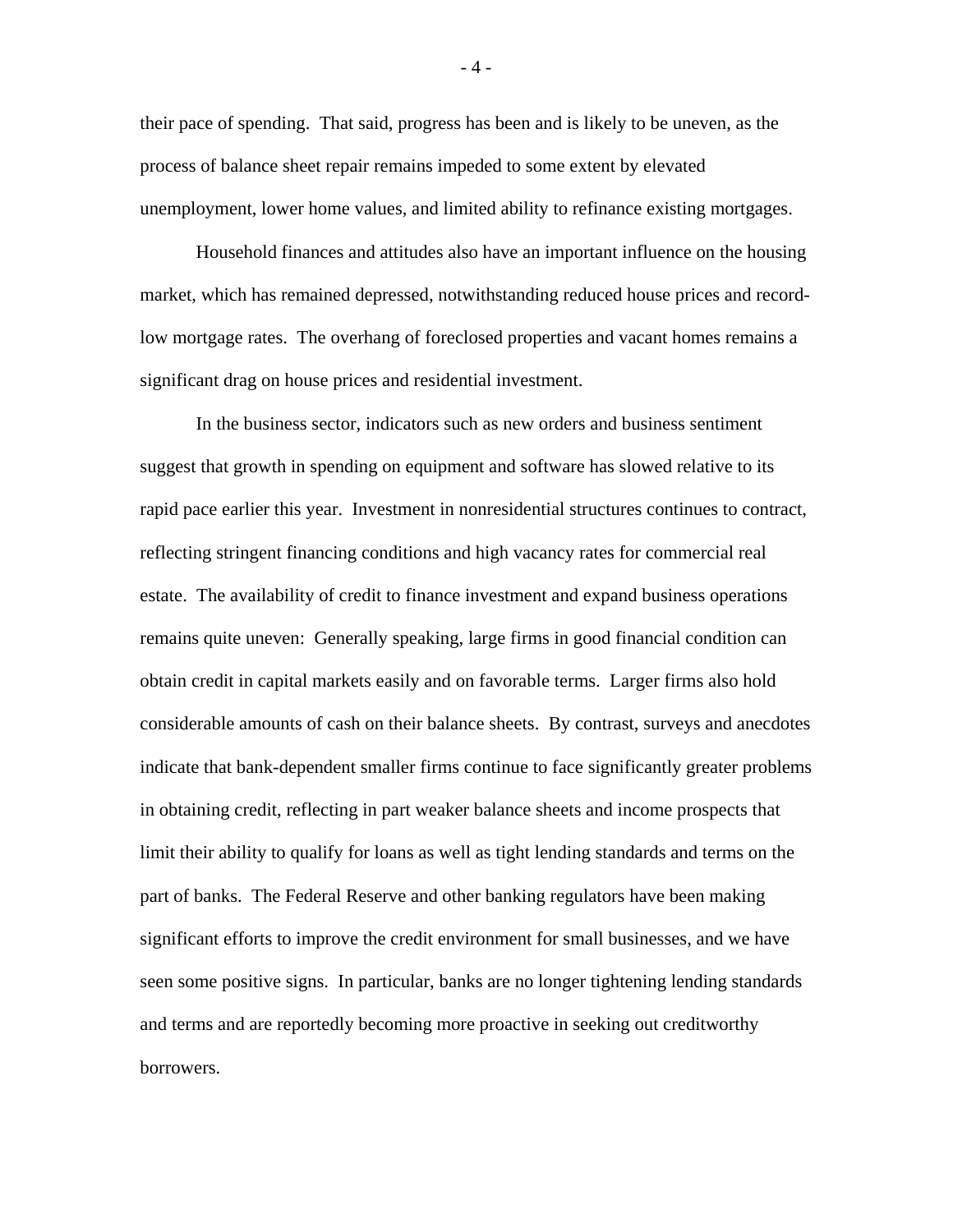their pace of spending. That said, progress has been and is likely to be uneven, as the process of balance sheet repair remains impeded to some extent by elevated unemployment, lower home values, and limited ability to refinance existing mortgages.

Household finances and attitudes also have an important influence on the housing market, which has remained depressed, notwithstanding reduced house prices and record-low mortgage rates. The overhang of foreclosed properties and vacant homes remains a significant drag on house prices and residential investment.

In the business sector, indicators such as new orders and business sentiment suggest that growth in spending on equipment and software has slowed relative to its rapid pace earlier this year. Investment in nonresidential structures continues to contract, reflecting stringent financing conditions and high vacancy rates for commercial real estate. The availability of credit to finance investment and expand business operations remains quite uneven: Generally speaking, large firms in good financial condition can obtain credit in capital markets easily and on favorable terms. Larger firms also hold considerable amounts of cash on their balance sheets. By contrast, surveys and anecdotes indicate that bank-dependent smaller firms continue to face significantly greater problems in obtaining credit, reflecting in part weaker balance sheets and income prospects that limit their ability to qualify for loans as well as tight lending standards and terms on the part of banks. The Federal Reserve and other banking regulators have been making significant efforts to improve the credit environment for small businesses, and we have seen some positive signs. In particular, banks are no longer tightening lending standards and terms and are reportedly becoming more proactive in seeking out creditworthy borrowers.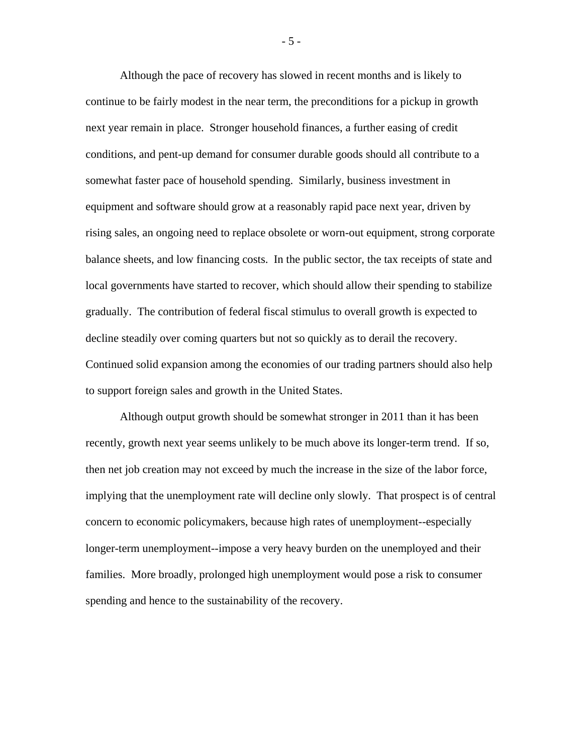Although the pace of recovery has slowed in recent months and is likely to continue to be fairly modest in the near term, the preconditions for a pickup in growth next year remain in place. Stronger household finances, a further easing of credit conditions, and pent-up demand for consumer durable goods should all contribute to a somewhat faster pace of household spending. Similarly, business investment in equipment and software should grow at a reasonably rapid pace next year, driven by rising sales, an ongoing need to replace obsolete or worn-out equipment, strong corporate balance sheets, and low financing costs. In the public sector, the tax receipts of state and local governments have started to recover, which should allow their spending to stabilize gradually. The contribution of federal fiscal stimulus to overall growth is expected to decline steadily over coming quarters but not so quickly as to derail the recovery. Continued solid expansion among the economies of our trading partners should also help to support foreign sales and growth in the United States.

Although output growth should be somewhat stronger in 2011 than it has been recently, growth next year seems unlikely to be much above its longer-term trend. If so, then net job creation may not exceed by much the increase in the size of the labor force, implying that the unemployment rate will decline only slowly. That prospect is of central concern to economic policymakers, because high rates of unemployment--especially longer-term unemployment--impose a very heavy burden on the unemployed and their families. More broadly, prolonged high unemployment would pose a risk to consumer spending and hence to the sustainability of the recovery.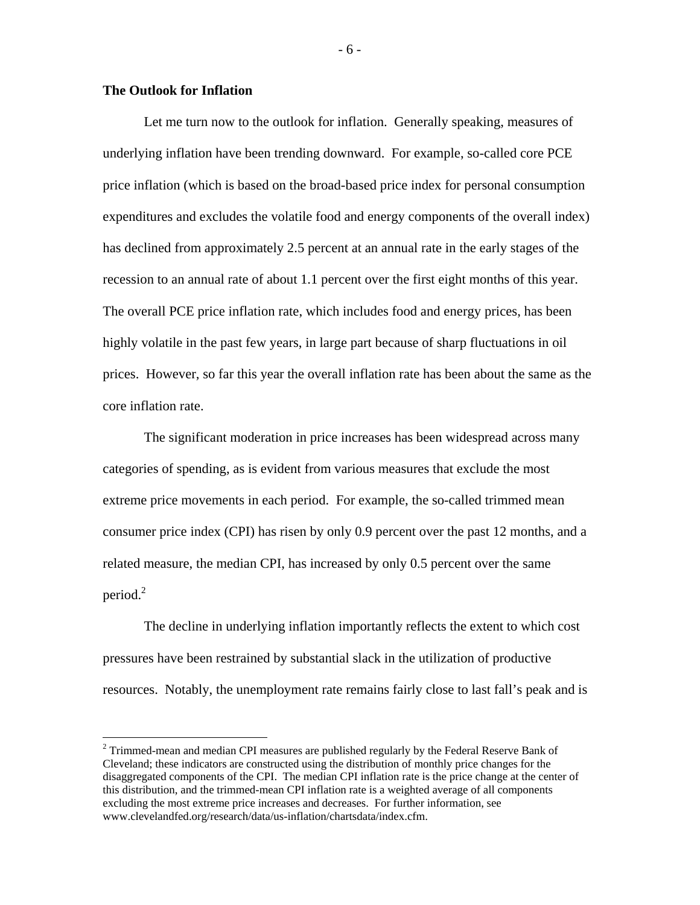**The Outlook for Inflation**

Let me turn now to the outlook for inflation. Generally speaking, measures of underlying inflation have been trending downward. For example, so-called core PCE price inflation (which is based on the broad-based price index for personal consumption expenditures and excludes the volatile food and energy components of the overall index) has declined from approximately 2.5 percent at an annual rate in the early stages of the recession to an annual rate of about 1.1 percent over the first eight months of this year. The overall PCE price inflation rate, which includes food and energy prices, has been highly volatile in the past few years, in large part because of sharp fluctuations in oil prices. However, so far this year the overall inflation rate has been about the same as the core inflation rate.

The significant moderation in price increases has been widespread across many categories of spending, as is evident from various measures that exclude the most extreme price movements in each period. For example, the so-called trimmed mean consumer price index (CPI) has risen by only 0.9 percent over the past 12 months, and a related measure, the median CPI, has increased by only 0.5 percent over the same period.[2]

The decline in underlying inflation importantly reflects the extent to which cost pressures have been restrained by substantial slack in the utilization of productive resources. Notably, the unemployment rate remains fairly close to last fall's peak and is

[2] Trimmed-mean and median CPI measures are published regularly by the Federal Reserve Bank of Cleveland; these indicators are constructed using the distribution of monthly price changes for the disaggregated components of the CPI. The median CPI inflation rate is the price change at the center of this distribution, and the trimmed-mean CPI inflation rate is a weighted average of all components excluding the most extreme price increases and decreases. For further information, see www.clevelandfed.org/research/data/us-inflation/chartsdata/index.cfm.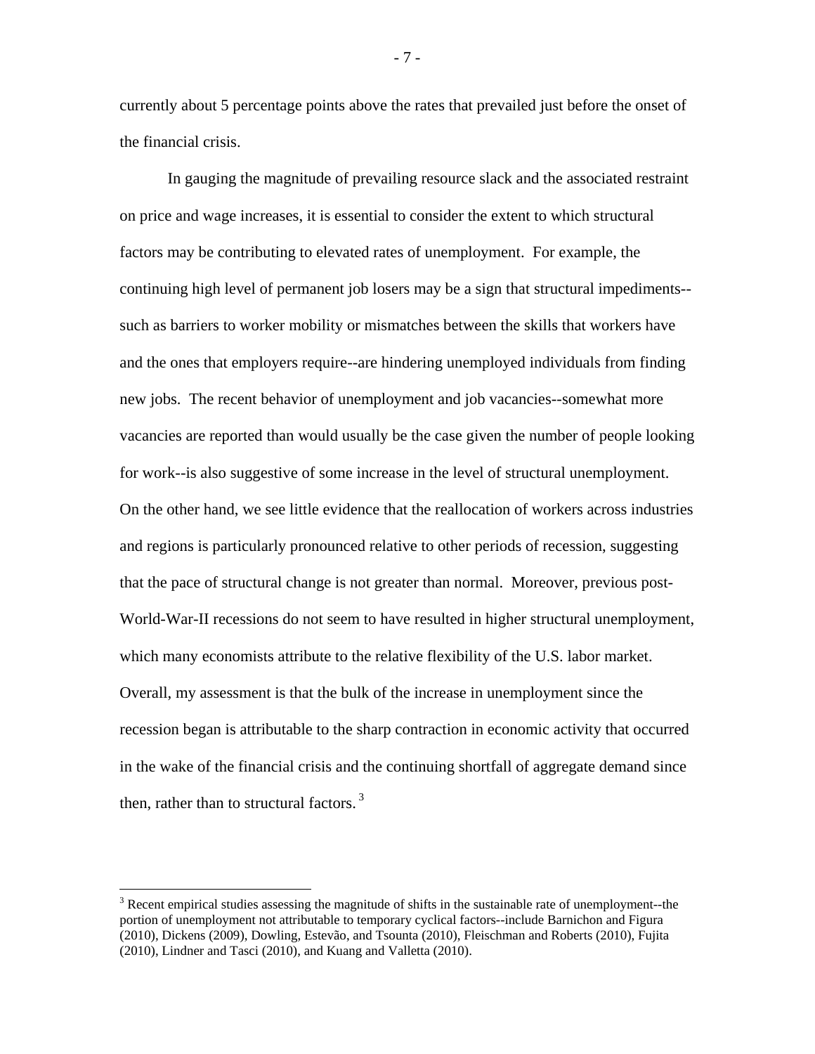currently about 5 percentage points above the rates that prevailed just before the onset of the financial crisis.

In gauging the magnitude of prevailing resource slack and the associated restraint on price and wage increases, it is essential to consider the extent to which structural factors may be contributing to elevated rates of unemployment. For example, the continuing high level of permanent job losers may be a sign that structural impediments--such as barriers to worker mobility or mismatches between the skills that workers have and the ones that employers require--are hindering unemployed individuals from finding new jobs. The recent behavior of unemployment and job vacancies--somewhat more vacancies are reported than would usually be the case given the number of people looking for work--is also suggestive of some increase in the level of structural unemployment. On the other hand, we see little evidence that the reallocation of workers across industries and regions is particularly pronounced relative to other periods of recession, suggesting that the pace of structural change is not greater than normal. Moreover, previous post-World-War-II recessions do not seem to have resulted in higher structural unemployment, which many economists attribute to the relative flexibility of the U.S. labor market. Overall, my assessment is that the bulk of the increase in unemployment since the recession began is attributable to the sharp contraction in economic activity that occurred in the wake of the financial crisis and the continuing shortfall of aggregate demand since then, rather than to structural factors.[3]

---

[3] Recent empirical studies assessing the magnitude of shifts in the sustainable rate of unemployment--the portion of unemployment not attributable to temporary cyclical factors--include Barnichon and Figura (2010), Dickens (2009), Dowling, Estevão, and Tsounta (2010), Fleischman and Roberts (2010), Fujita (2010), Lindner and Tasci (2010), and Kuang and Valletta (2010).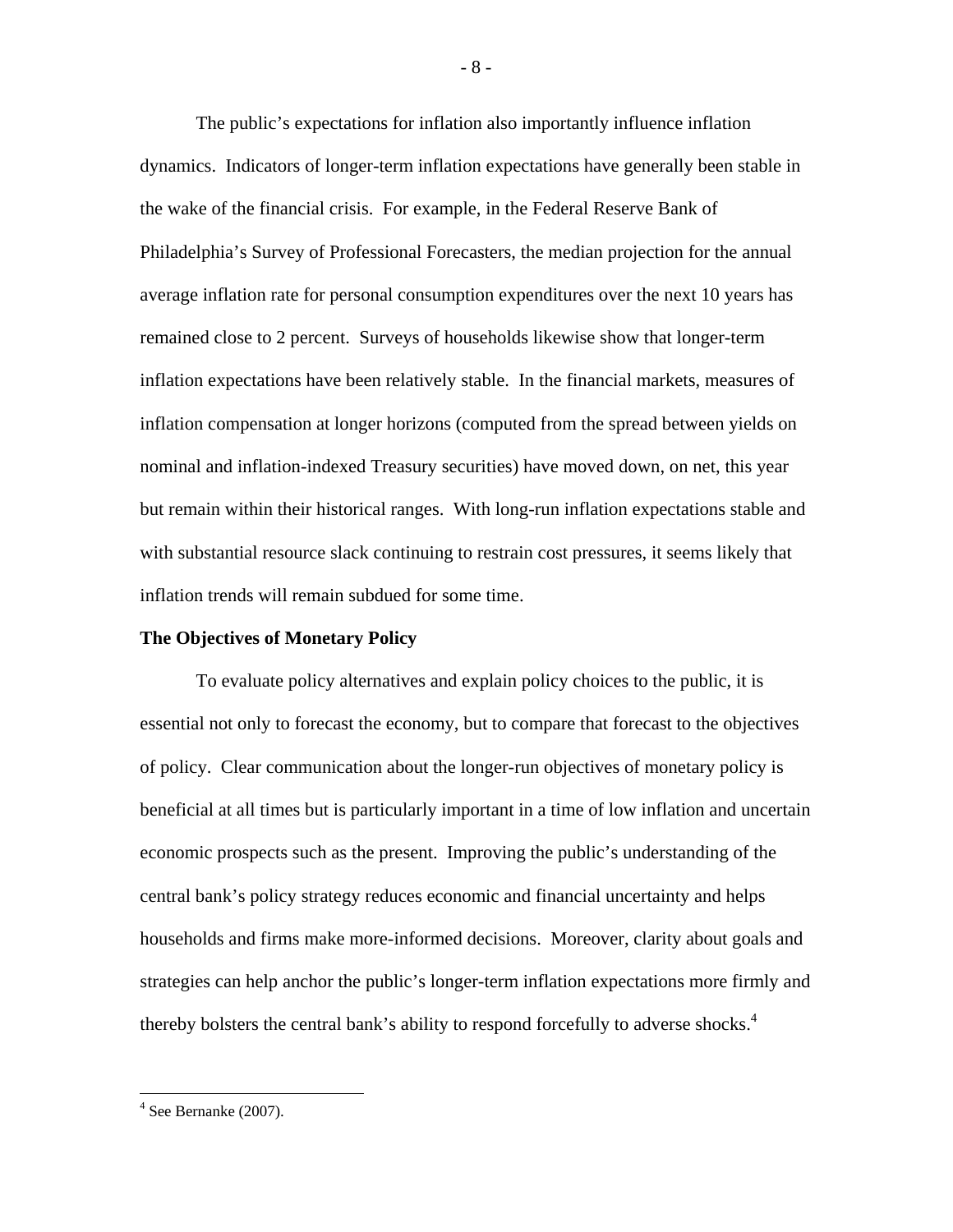The public's expectations for inflation also importantly influence inflation dynamics. Indicators of longer-term inflation expectations have generally been stable in the wake of the financial crisis. For example, in the Federal Reserve Bank of Philadelphia's Survey of Professional Forecasters, the median projection for the annual average inflation rate for personal consumption expenditures over the next 10 years has remained close to 2 percent. Surveys of households likewise show that longer-term inflation expectations have been relatively stable. In the financial markets, measures of inflation compensation at longer horizons (computed from the spread between yields on nominal and inflation-indexed Treasury securities) have moved down, on net, this year but remain within their historical ranges. With long-run inflation expectations stable and with substantial resource slack continuing to restrain cost pressures, it seems likely that inflation trends will remain subdued for some time.

**The Objectives of Monetary Policy**

To evaluate policy alternatives and explain policy choices to the public, it is essential not only to forecast the economy, but to compare that forecast to the objectives of policy. Clear communication about the longer-run objectives of monetary policy is beneficial at all times but is particularly important in a time of low inflation and uncertain economic prospects such as the present. Improving the public's understanding of the central bank's policy strategy reduces economic and financial uncertainty and helps households and firms make more-informed decisions. Moreover, clarity about goals and strategies can help anchor the public's longer-term inflation expectations more firmly and thereby bolsters the central bank's ability to respond forcefully to adverse shocks.[4]

---

[4] See Bernanke (2007).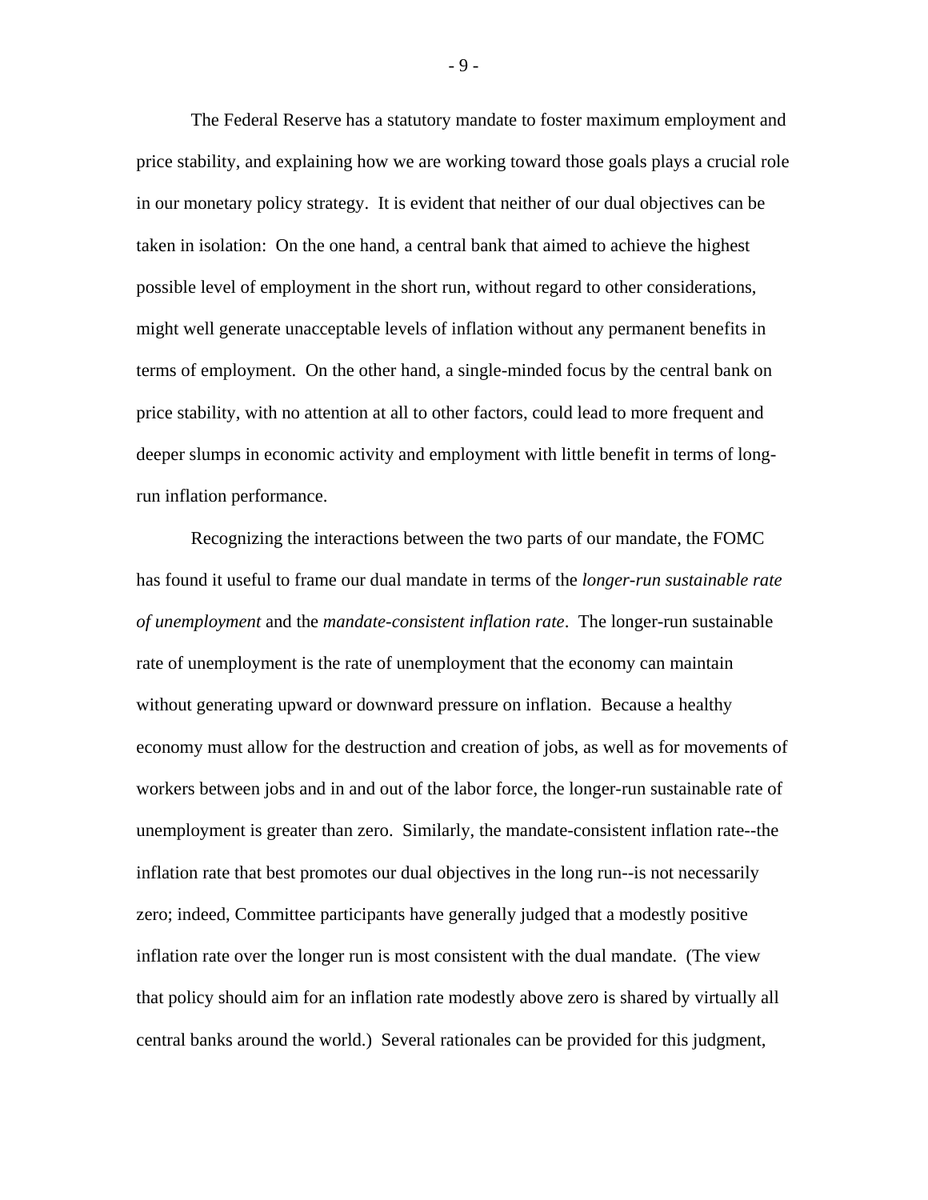The Federal Reserve has a statutory mandate to foster maximum employment and price stability, and explaining how we are working toward those goals plays a crucial role in our monetary policy strategy. It is evident that neither of our dual objectives can be taken in isolation: On the one hand, a central bank that aimed to achieve the highest possible level of employment in the short run, without regard to other considerations, might well generate unacceptable levels of inflation without any permanent benefits in terms of employment. On the other hand, a single-minded focus by the central bank on price stability, with no attention at all to other factors, could lead to more frequent and deeper slumps in economic activity and employment with little benefit in terms of long-run inflation performance.

Recognizing the interactions between the two parts of our mandate, the FOMC has found it useful to frame our dual mandate in terms of the *longer-run sustainable rate of unemployment* and the *mandate-consistent inflation rate*. The longer-run sustainable rate of unemployment is the rate of unemployment that the economy can maintain without generating upward or downward pressure on inflation. Because a healthy economy must allow for the destruction and creation of jobs, as well as for movements of workers between jobs and in and out of the labor force, the longer-run sustainable rate of unemployment is greater than zero. Similarly, the mandate-consistent inflation rate--the inflation rate that best promotes our dual objectives in the long run--is not necessarily zero; indeed, Committee participants have generally judged that a modestly positive inflation rate over the longer run is most consistent with the dual mandate. (The view that policy should aim for an inflation rate modestly above zero is shared by virtually all central banks around the world.) Several rationales can be provided for this judgment,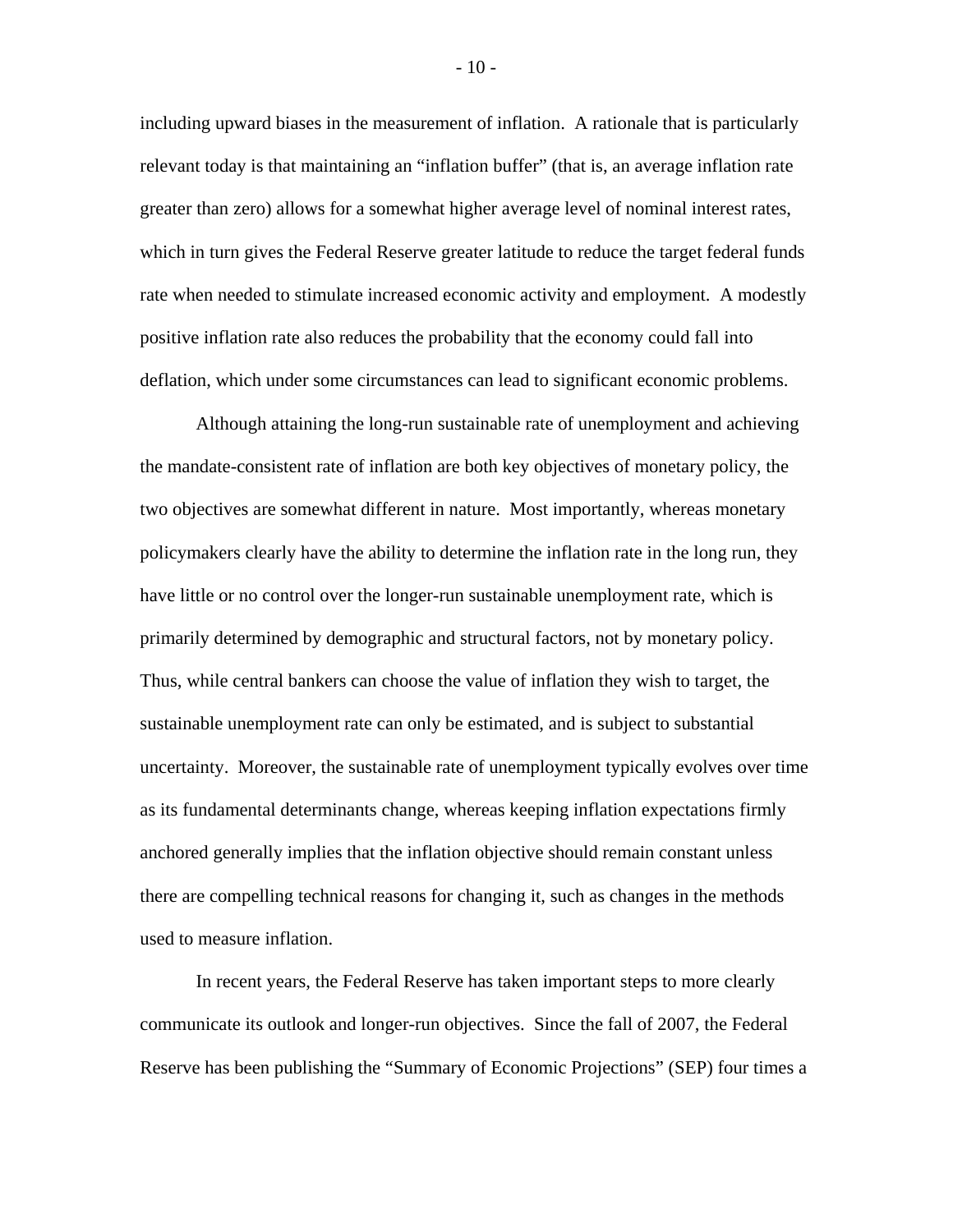including upward biases in the measurement of inflation. A rationale that is particularly relevant today is that maintaining an "inflation buffer" (that is, an average inflation rate greater than zero) allows for a somewhat higher average level of nominal interest rates, which in turn gives the Federal Reserve greater latitude to reduce the target federal funds rate when needed to stimulate increased economic activity and employment. A modestly positive inflation rate also reduces the probability that the economy could fall into deflation, which under some circumstances can lead to significant economic problems.

Although attaining the long-run sustainable rate of unemployment and achieving the mandate-consistent rate of inflation are both key objectives of monetary policy, the two objectives are somewhat different in nature. Most importantly, whereas monetary policymakers clearly have the ability to determine the inflation rate in the long run, they have little or no control over the longer-run sustainable unemployment rate, which is primarily determined by demographic and structural factors, not by monetary policy. Thus, while central bankers can choose the value of inflation they wish to target, the sustainable unemployment rate can only be estimated, and is subject to substantial uncertainty. Moreover, the sustainable rate of unemployment typically evolves over time as its fundamental determinants change, whereas keeping inflation expectations firmly anchored generally implies that the inflation objective should remain constant unless there are compelling technical reasons for changing it, such as changes in the methods used to measure inflation.

In recent years, the Federal Reserve has taken important steps to more clearly communicate its outlook and longer-run objectives. Since the fall of 2007, the Federal Reserve has been publishing the "Summary of Economic Projections" (SEP) four times a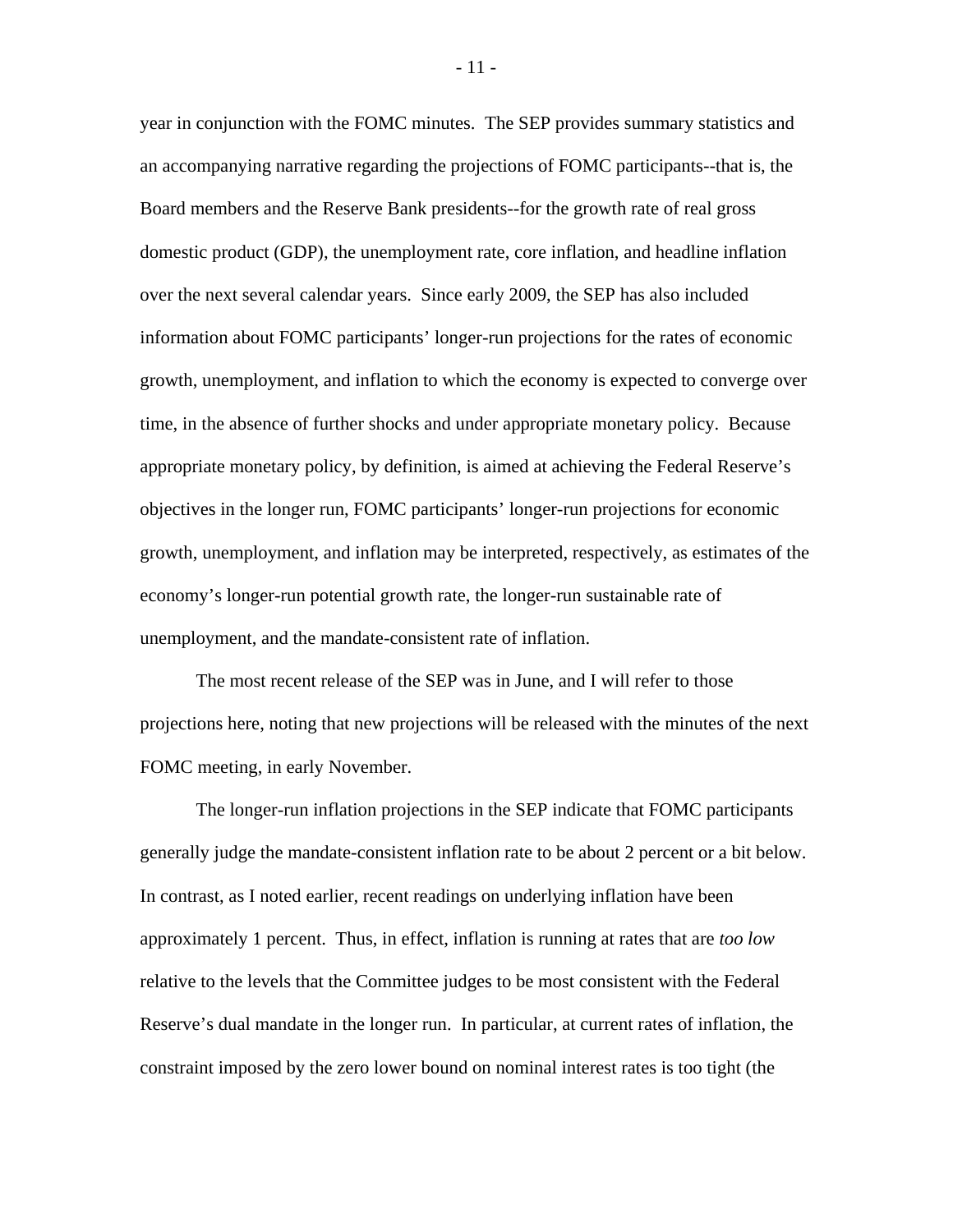year in conjunction with the FOMC minutes. The SEP provides summary statistics and an accompanying narrative regarding the projections of FOMC participants--that is, the Board members and the Reserve Bank presidents--for the growth rate of real gross domestic product (GDP), the unemployment rate, core inflation, and headline inflation over the next several calendar years. Since early 2009, the SEP has also included information about FOMC participants' longer-run projections for the rates of economic growth, unemployment, and inflation to which the economy is expected to converge over time, in the absence of further shocks and under appropriate monetary policy. Because appropriate monetary policy, by definition, is aimed at achieving the Federal Reserve's objectives in the longer run, FOMC participants' longer-run projections for economic growth, unemployment, and inflation may be interpreted, respectively, as estimates of the economy's longer-run potential growth rate, the longer-run sustainable rate of unemployment, and the mandate-consistent rate of inflation.

The most recent release of the SEP was in June, and I will refer to those projections here, noting that new projections will be released with the minutes of the next FOMC meeting, in early November.

The longer-run inflation projections in the SEP indicate that FOMC participants generally judge the mandate-consistent inflation rate to be about 2 percent or a bit below. In contrast, as I noted earlier, recent readings on underlying inflation have been approximately 1 percent. Thus, in effect, inflation is running at rates that are *too low* relative to the levels that the Committee judges to be most consistent with the Federal Reserve's dual mandate in the longer run. In particular, at current rates of inflation, the constraint imposed by the zero lower bound on nominal interest rates is too tight (the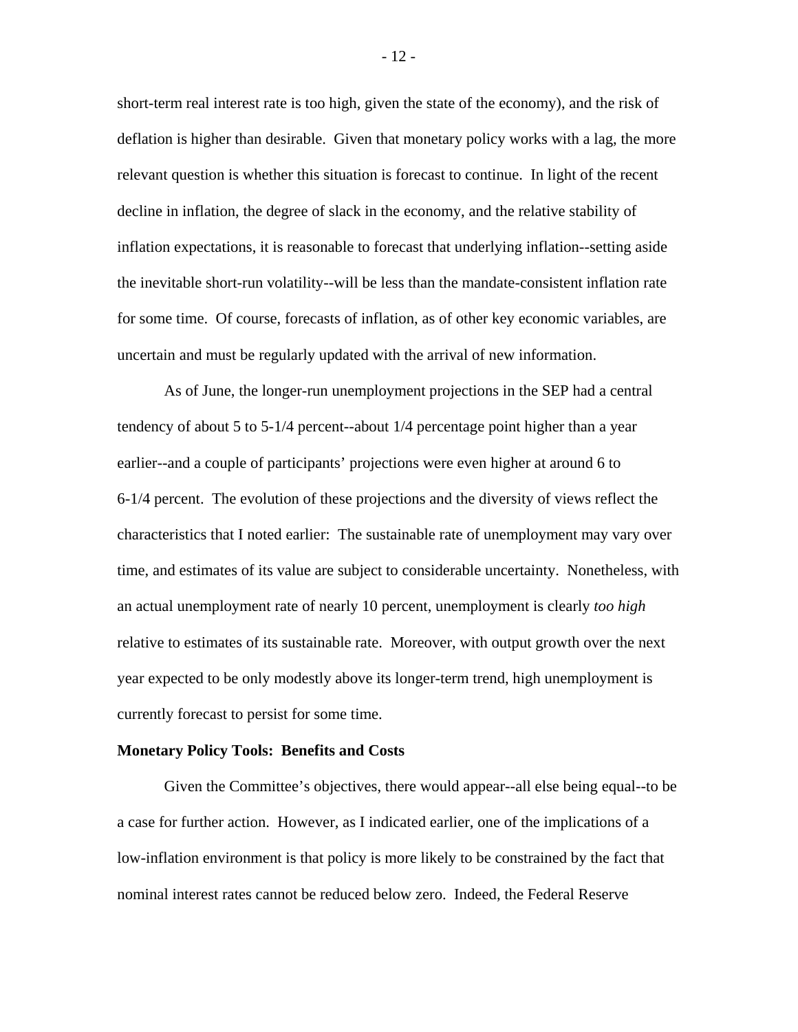short-term real interest rate is too high, given the state of the economy), and the risk of deflation is higher than desirable. Given that monetary policy works with a lag, the more relevant question is whether this situation is forecast to continue. In light of the recent decline in inflation, the degree of slack in the economy, and the relative stability of inflation expectations, it is reasonable to forecast that underlying inflation--setting aside the inevitable short-run volatility--will be less than the mandate-consistent inflation rate for some time. Of course, forecasts of inflation, as of other key economic variables, are uncertain and must be regularly updated with the arrival of new information.

As of June, the longer-run unemployment projections in the SEP had a central tendency of about 5 to 5-1/4 percent--about 1/4 percentage point higher than a year earlier--and a couple of participants' projections were even higher at around 6 to 6-1/4 percent. The evolution of these projections and the diversity of views reflect the characteristics that I noted earlier: The sustainable rate of unemployment may vary over time, and estimates of its value are subject to considerable uncertainty. Nonetheless, with an actual unemployment rate of nearly 10 percent, unemployment is clearly *too high* relative to estimates of its sustainable rate. Moreover, with output growth over the next year expected to be only modestly above its longer-term trend, high unemployment is currently forecast to persist for some time.

**Monetary Policy Tools: Benefits and Costs**

Given the Committee's objectives, there would appear--all else being equal--to be a case for further action. However, as I indicated earlier, one of the implications of a low-inflation environment is that policy is more likely to be constrained by the fact that nominal interest rates cannot be reduced below zero. Indeed, the Federal Reserve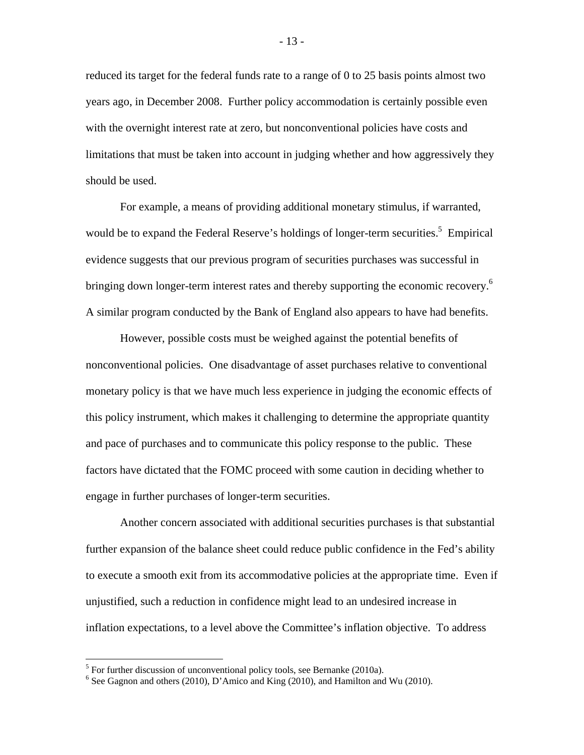reduced its target for the federal funds rate to a range of 0 to 25 basis points almost two years ago, in December 2008. Further policy accommodation is certainly possible even with the overnight interest rate at zero, but nonconventional policies have costs and limitations that must be taken into account in judging whether and how aggressively they should be used.

For example, a means of providing additional monetary stimulus, if warranted, would be to expand the Federal Reserve's holdings of longer-term securities.[5] Empirical evidence suggests that our previous program of securities purchases was successful in bringing down longer-term interest rates and thereby supporting the economic recovery.[6] A similar program conducted by the Bank of England also appears to have had benefits.

However, possible costs must be weighed against the potential benefits of nonconventional policies. One disadvantage of asset purchases relative to conventional monetary policy is that we have much less experience in judging the economic effects of this policy instrument, which makes it challenging to determine the appropriate quantity and pace of purchases and to communicate this policy response to the public. These factors have dictated that the FOMC proceed with some caution in deciding whether to engage in further purchases of longer-term securities.

Another concern associated with additional securities purchases is that substantial further expansion of the balance sheet could reduce public confidence in the Fed's ability to execute a smooth exit from its accommodative policies at the appropriate time. Even if unjustified, such a reduction in confidence might lead to an undesired increase in inflation expectations, to a level above the Committee's inflation objective. To address

---

[5] For further discussion of unconventional policy tools, see Bernanke (2010a).

[6] See Gagnon and others (2010), D'Amico and King (2010), and Hamilton and Wu (2010).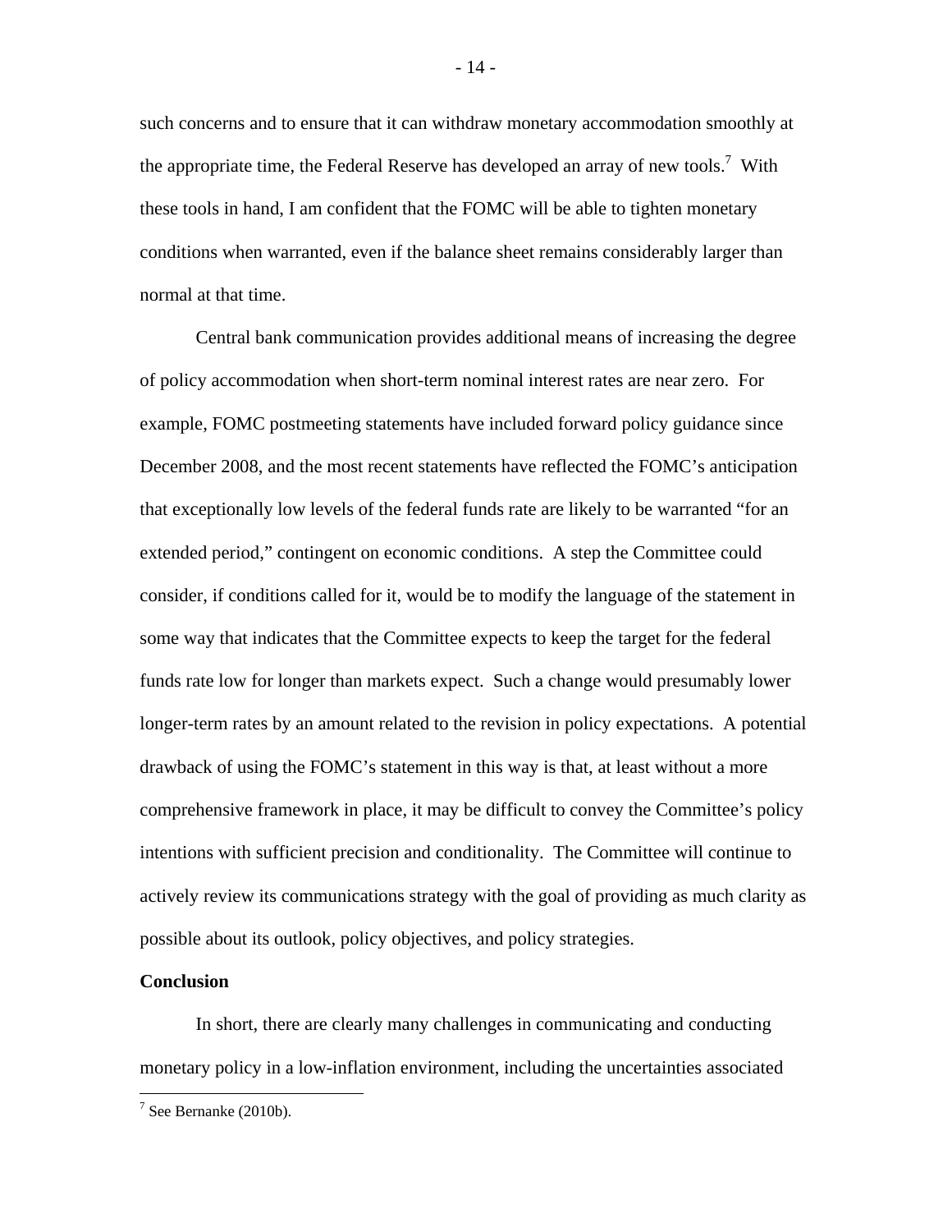such concerns and to ensure that it can withdraw monetary accommodation smoothly at the appropriate time, the Federal Reserve has developed an array of new tools.[7] With these tools in hand, I am confident that the FOMC will be able to tighten monetary conditions when warranted, even if the balance sheet remains considerably larger than normal at that time.

Central bank communication provides additional means of increasing the degree of policy accommodation when short-term nominal interest rates are near zero. For example, FOMC postmeeting statements have included forward policy guidance since December 2008, and the most recent statements have reflected the FOMC's anticipation that exceptionally low levels of the federal funds rate are likely to be warranted "for an extended period," contingent on economic conditions. A step the Committee could consider, if conditions called for it, would be to modify the language of the statement in some way that indicates that the Committee expects to keep the target for the federal funds rate low for longer than markets expect. Such a change would presumably lower longer-term rates by an amount related to the revision in policy expectations. A potential drawback of using the FOMC's statement in this way is that, at least without a more comprehensive framework in place, it may be difficult to convey the Committee's policy intentions with sufficient precision and conditionality. The Committee will continue to actively review its communications strategy with the goal of providing as much clarity as possible about its outlook, policy objectives, and policy strategies.

**Conclusion**

In short, there are clearly many challenges in communicating and conducting monetary policy in a low-inflation environment, including the uncertainties associated

[7] See Bernanke (2010b).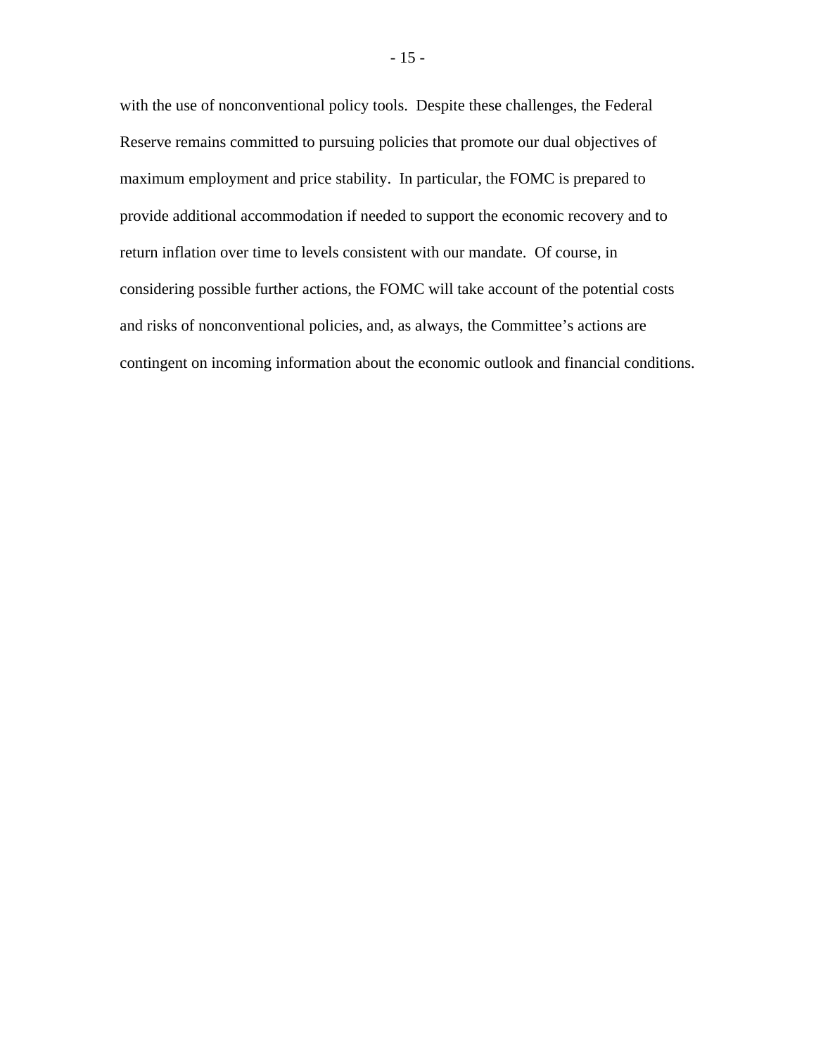with the use of nonconventional policy tools. Despite these challenges, the Federal Reserve remains committed to pursuing policies that promote our dual objectives of maximum employment and price stability. In particular, the FOMC is prepared to provide additional accommodation if needed to support the economic recovery and to return inflation over time to levels consistent with our mandate. Of course, in considering possible further actions, the FOMC will take account of the potential costs and risks of nonconventional policies, and, as always, the Committee's actions are contingent on incoming information about the economic outlook and financial conditions.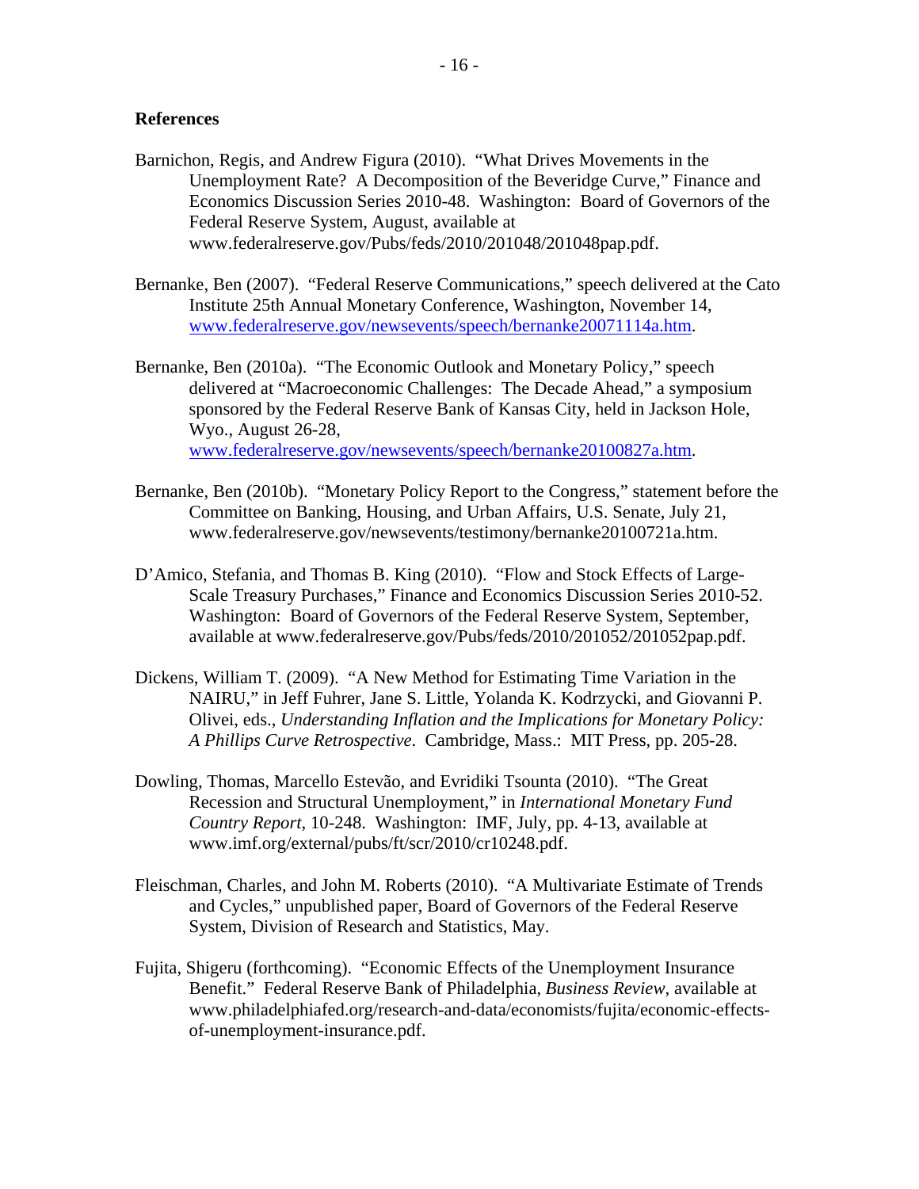## References

Barnichon, Regis, and Andrew Figura (2010). "What Drives Movements in the Unemployment Rate? A Decomposition of the Beveridge Curve," Finance and Economics Discussion Series 2010-48. Washington: Board of Governors of the Federal Reserve System, August, available at www.federalreserve.gov/Pubs/feds/2010/201048/201048pap.pdf.

Bernanke, Ben (2007). "Federal Reserve Communications," speech delivered at the Cato Institute 25th Annual Monetary Conference, Washington, November 14, www.federalreserve.gov/newsevents/speech/bernanke20071114a.htm.

Bernanke, Ben (2010a). "The Economic Outlook and Monetary Policy," speech delivered at "Macroeconomic Challenges: The Decade Ahead," a symposium sponsored by the Federal Reserve Bank of Kansas City, held in Jackson Hole, Wyo., August 26-28, www.federalreserve.gov/newsevents/speech/bernanke20100827a.htm.

Bernanke, Ben (2010b). "Monetary Policy Report to the Congress," statement before the Committee on Banking, Housing, and Urban Affairs, U.S. Senate, July 21, www.federalreserve.gov/newsevents/testimony/bernanke20100721a.htm.

D'Amico, Stefania, and Thomas B. King (2010). "Flow and Stock Effects of Large-Scale Treasury Purchases," Finance and Economics Discussion Series 2010-52. Washington: Board of Governors of the Federal Reserve System, September, available at www.federalreserve.gov/Pubs/feds/2010/201052/201052pap.pdf.

Dickens, William T. (2009). "A New Method for Estimating Time Variation in the NAIRU," in Jeff Fuhrer, Jane S. Little, Yolanda K. Kodrzycki, and Giovanni P. Olivei, eds., *Understanding Inflation and the Implications for Monetary Policy: A Phillips Curve Retrospective*. Cambridge, Mass.: MIT Press, pp. 205-28.

Dowling, Thomas, Marcello Estevão, and Evridiki Tsounta (2010). "The Great Recession and Structural Unemployment," in *International Monetary Fund Country Report*, 10-248. Washington: IMF, July, pp. 4-13, available at www.imf.org/external/pubs/ft/scr/2010/cr10248.pdf.

Fleischman, Charles, and John M. Roberts (2010). "A Multivariate Estimate of Trends and Cycles," unpublished paper, Board of Governors of the Federal Reserve System, Division of Research and Statistics, May.

Fujita, Shigeru (forthcoming). "Economic Effects of the Unemployment Insurance Benefit." Federal Reserve Bank of Philadelphia, *Business Review*, available at www.philadelphiafed.org/research-and-data/economists/fujita/economic-effects-of-unemployment-insurance.pdf.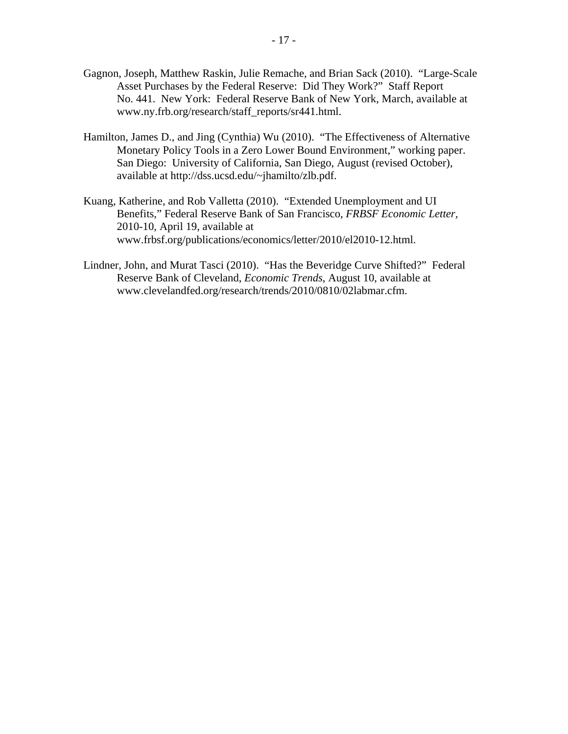Gagnon, Joseph, Matthew Raskin, Julie Remache, and Brian Sack (2010). "Large-Scale Asset Purchases by the Federal Reserve: Did They Work?" Staff Report No. 441. New York: Federal Reserve Bank of New York, March, available at www.ny.frb.org/research/staff_reports/sr441.html.

Hamilton, James D., and Jing (Cynthia) Wu (2010). "The Effectiveness of Alternative Monetary Policy Tools in a Zero Lower Bound Environment," working paper. San Diego: University of California, San Diego, August (revised October), available at http://dss.ucsd.edu/~jhamilto/zlb.pdf.

Kuang, Katherine, and Rob Valletta (2010). "Extended Unemployment and UI Benefits," Federal Reserve Bank of San Francisco, *FRBSF Economic Letter*, 2010-10, April 19, available at www.frbsf.org/publications/economics/letter/2010/el2010-12.html.

Lindner, John, and Murat Tasci (2010). "Has the Beveridge Curve Shifted?" Federal Reserve Bank of Cleveland, *Economic Trends*, August 10, available at www.clevelandfed.org/research/trends/2010/0810/02labmar.cfm.